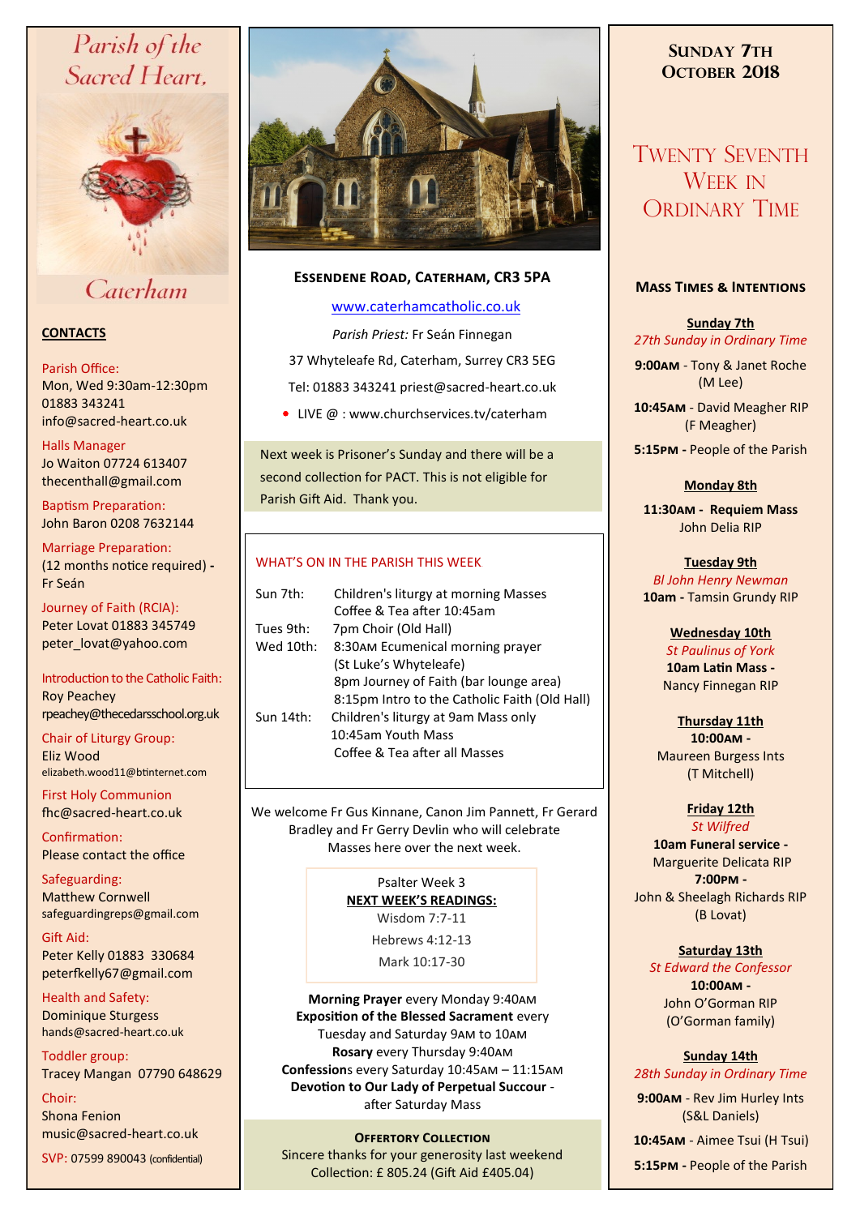# Parish of the Sacred Heart, Caterham

## CONTACTS

Parish Office:
Mon, Wed 9:30am-12:30pm
01883 343241
info@sacred-heart.co.uk

Halls Manager
Jo Waiton 07724 613407
thecenthall@gmail.com

Baptism Preparation:
John Baron 0208 7632144

Marriage Preparation:
(12 months notice required) - Fr Seán

Journey of Faith (RCIA):
Peter Lovat 01883 345749
peter_lovat@yahoo.com

Introduction to the Catholic Faith:
Roy Peachey
rpeachey@thecedarsschool.org.uk

Chair of Liturgy Group:
Eliz Wood
elizabeth.wood11@btinternet.com

First Holy Communion
fhc@sacred-heart.co.uk

Confirmation:
Please contact the office

Safeguarding:
Matthew Cornwell
safeguardingreps@gmail.com

Gift Aid:
Peter Kelly 01883 330684
peterfkelly67@gmail.com

Health and Safety:
Dominique Sturgess
hands@sacred-heart.co.uk

Toddler group:
Tracey Mangan 07790 648629

Choir:
Shona Fenion
music@sacred-heart.co.uk

SVP: 07599 890043 (confidential)

## Essendene Road, Caterham, CR3 5PA

www.caterhamcatholic.co.uk

*Parish Priest:* Fr Seán Finnegan

37 Whyteleafe Rd, Caterham, Surrey CR3 5EG

Tel: 01883 343241 priest@sacred-heart.co.uk

- LIVE @ : www.churchservices.tv/caterham

Next week is Prisoner's Sunday and there will be a second collection for PACT. This is not eligible for Parish Gift Aid. Thank you.

### WHAT'S ON IN THE PARISH THIS WEEK

| | |
|---|---|
| Sun 7th: | Children's liturgy at morning Masses<br>Coffee & Tea after 10:45am |
| Tues 9th: | 7pm Choir (Old Hall) |
| Wed 10th: | 8:30AM Ecumenical morning prayer (St Luke's Whyteleafe)<br>8pm Journey of Faith (bar lounge area)<br>8:15pm Intro to the Catholic Faith (Old Hall) |
| Sun 14th: | Children's liturgy at 9am Mass only<br>10:45am Youth Mass<br>Coffee & Tea after all Masses |

We welcome Fr Gus Kinnane, Canon Jim Pannett, Fr Gerard Bradley and Fr Gerry Devlin who will celebrate Masses here over the next week.

Psalter Week 3
**NEXT WEEK'S READINGS:**
Wisdom 7:7-11
Hebrews 4:12-13
Mark 10:17-30

**Morning Prayer** every Monday 9:40AM
**Exposition of the Blessed Sacrament** every Tuesday and Saturday 9AM to 10AM
**Rosary** every Thursday 9:40AM
**Confessions** every Saturday 10:45AM – 11:15AM
**Devotion to Our Lady of Perpetual Succour** - after Saturday Mass

**Offertory Collection**
Sincere thanks for your generosity last weekend
Collection: £ 805.24 (Gift Aid £405.04)

## Sunday 7th October 2018

# Twenty Seventh Week in Ordinary Time

### Mass Times & Intentions

**Sunday 7th**
*27th Sunday in Ordinary Time*
**9:00AM** - Tony & Janet Roche (M Lee)
**10:45AM** - David Meagher RIP (F Meagher)
**5:15PM -** People of the Parish

**Monday 8th**
**11:30AM - Requiem Mass** John Delia RIP

**Tuesday 9th**
*Bl John Henry Newman*
**10am -** Tamsin Grundy RIP

**Wednesday 10th**
*St Paulinus of York*
**10am Latin Mass -** Nancy Finnegan RIP

**Thursday 11th**
**10:00AM -** Maureen Burgess Ints (T Mitchell)

**Friday 12th**
*St Wilfred*
**10am Funeral service -** Marguerite Delicata RIP
**7:00PM -** John & Sheelagh Richards RIP (B Lovat)

**Saturday 13th**
*St Edward the Confessor*
**10:00AM -** John O'Gorman RIP (O'Gorman family)

**Sunday 14th**
*28th Sunday in Ordinary Time*
**9:00AM** - Rev Jim Hurley Ints (S&L Daniels)
**10:45AM** - Aimee Tsui (H Tsui)
**5:15PM -** People of the Parish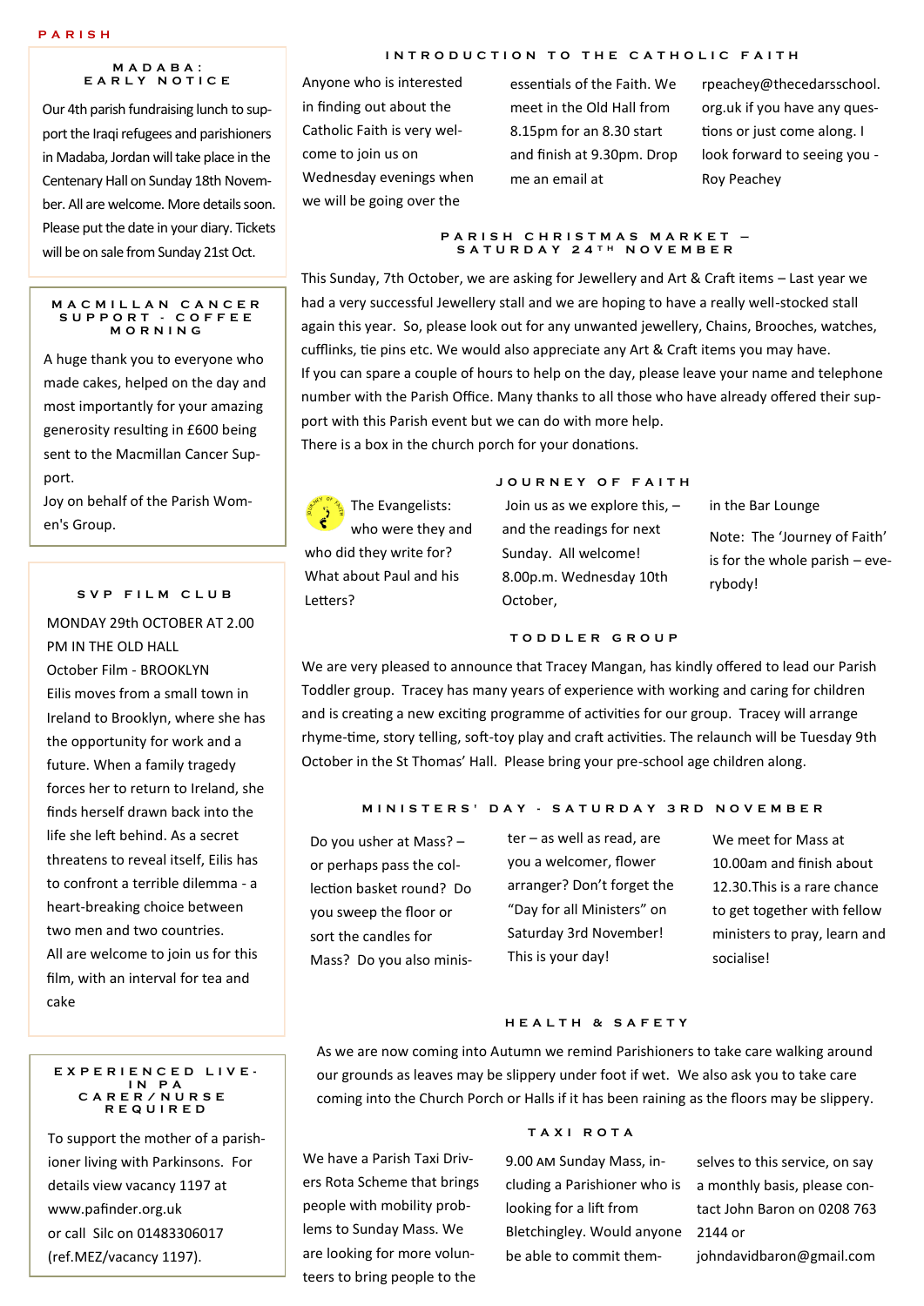PARISH

## MADABA: EARLY NOTICE

Our 4th parish fundraising lunch to support the Iraqi refugees and parishioners in Madaba, Jordan will take place in the Centenary Hall on Sunday 18th November. All are welcome. More details soon. Please put the date in your diary. Tickets will be on sale from Sunday 21st Oct.

## MACMILLAN CANCER SUPPORT - COFFEE MORNING

A huge thank you to everyone who made cakes, helped on the day and most importantly for your amazing generosity resulting in £600 being sent to the Macmillan Cancer Support.

Joy on behalf of the Parish Women's Group.

## SVP FILM CLUB

MONDAY 29th OCTOBER AT 2.00 PM IN THE OLD HALL

October Film - BROOKLYN

Eilis moves from a small town in Ireland to Brooklyn, where she has the opportunity for work and a future. When a family tragedy forces her to return to Ireland, she finds herself drawn back into the life she left behind. As a secret threatens to reveal itself, Eilis has to confront a terrible dilemma - a heart-breaking choice between two men and two countries.

All are welcome to join us for this film, with an interval for tea and cake

## EXPERIENCED LIVE-IN PA CARER/NURSE REQUIRED

To support the mother of a parishioner living with Parkinsons. For details view vacancy 1197 at www.pafinder.org.uk

or call Silc on 01483306017 (ref.MEZ/vacancy 1197).

## INTRODUCTION TO THE CATHOLIC FAITH

Anyone who is interested in finding out about the Catholic Faith is very welcome to join us on Wednesday evenings when we will be going over the essentials of the Faith. We meet in the Old Hall from 8.15pm for an 8.30 start and finish at 9.30pm. Drop me an email at rpeachey@thecedarsschool.org.uk if you have any questions or just come along. I look forward to seeing you - Roy Peachey

## PARISH CHRISTMAS MARKET – SATURDAY 24TH NOVEMBER

This Sunday, 7th October, we are asking for Jewellery and Art & Craft items – Last year we had a very successful Jewellery stall and we are hoping to have a really well-stocked stall again this year. So, please look out for any unwanted jewellery, Chains, Brooches, watches, cufflinks, tie pins etc. We would also appreciate any Art & Craft items you may have.

If you can spare a couple of hours to help on the day, please leave your name and telephone number with the Parish Office. Many thanks to all those who have already offered their support with this Parish event but we can do with more help.

There is a box in the church porch for your donations.

## JOURNEY OF FAITH

The Evangelists: who were they and who did they write for? What about Paul and his Letters? Join us as we explore this, – and the readings for next Sunday. All welcome! 8.00p.m. Wednesday 10th October, in the Bar Lounge

Note: The 'Journey of Faith' is for the whole parish – everybody!

## TODDLER GROUP

We are very pleased to announce that Tracey Mangan, has kindly offered to lead our Parish Toddler group. Tracey has many years of experience with working and caring for children and is creating a new exciting programme of activities for our group. Tracey will arrange rhyme-time, story telling, soft-toy play and craft activities. The relaunch will be Tuesday 9th October in the St Thomas' Hall. Please bring your pre-school age children along.

## MINISTERS' DAY - SATURDAY 3RD NOVEMBER

Do you usher at Mass? – or perhaps pass the collection basket round? Do you sweep the floor or sort the candles for Mass? Do you also minister – as well as read, are you a welcomer, flower arranger? Don't forget the "Day for all Ministers" on Saturday 3rd November! This is your day!

We meet for Mass at 10.00am and finish about 12.30.This is a rare chance to get together with fellow ministers to pray, learn and socialise!

## HEALTH & SAFETY

As we are now coming into Autumn we remind Parishioners to take care walking around our grounds as leaves may be slippery under foot if wet. We also ask you to take care coming into the Church Porch or Halls if it has been raining as the floors may be slippery.

## TAXI ROTA

We have a Parish Taxi Drivers Rota Scheme that brings people with mobility problems to Sunday Mass. We are looking for more volunteers to bring people to the 9.00 AM Sunday Mass, including a Parishioner who is looking for a lift from Bletchingley. Would anyone be able to commit themselves to this service, on say a monthly basis, please contact John Baron on 0208 763 2144 or johndavidbaron@gmail.com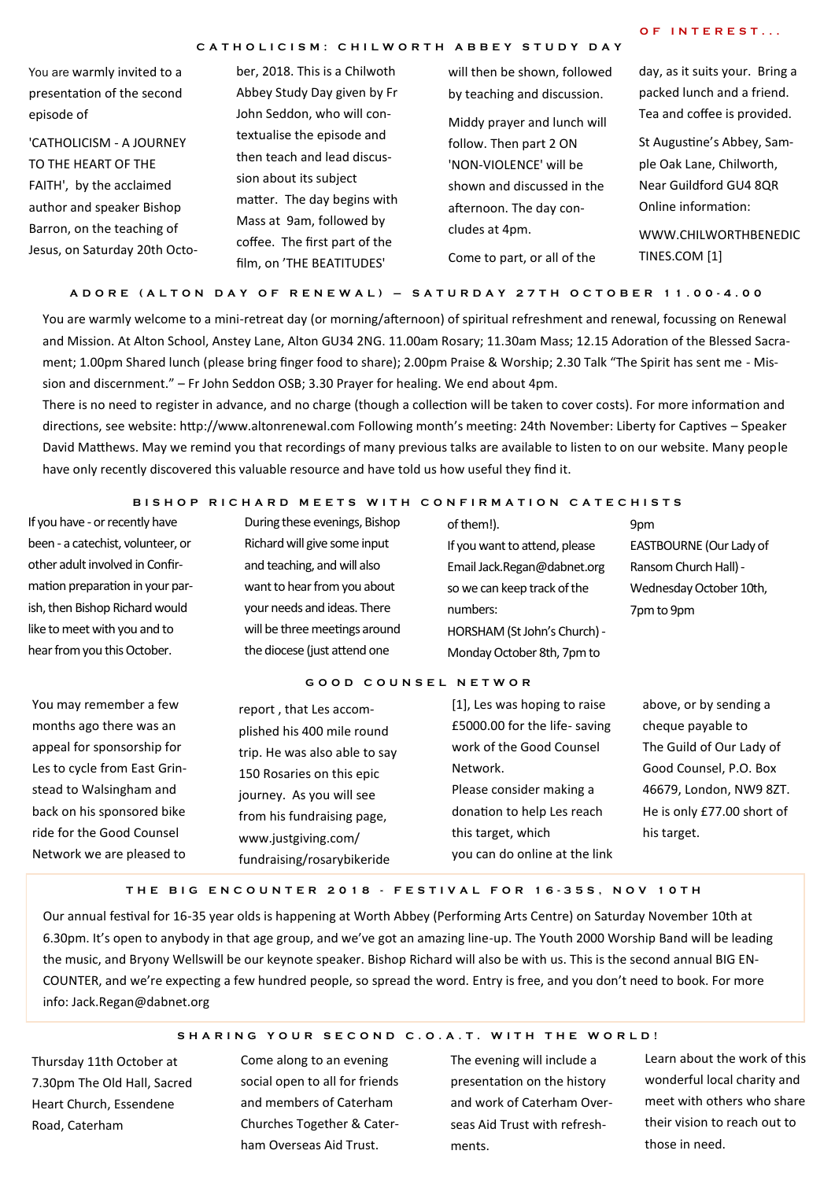OF INTEREST...

## CATHOLICISM: CHILWORTH ABBEY STUDY DAY

You are warmly invited to a presentation of the second episode of

'CATHOLICISM - A JOURNEY TO THE HEART OF THE FAITH', by the acclaimed author and speaker Bishop Barron, on the teaching of Jesus, on Saturday 20th October, 2018. This is a Chilworth Abbey Study Day given by Fr John Seddon, who will contextualise the episode and then teach and lead discussion about its subject matter. The day begins with Mass at 9am, followed by coffee. The first part of the film, on 'THE BEATITUDES' will then be shown, followed by teaching and discussion.

Middy prayer and lunch will follow. Then part 2 ON 'NON-VIOLENCE' will be shown and discussed in the afternoon. The day concludes at 4pm.

Come to part, or all of the day, as it suits your. Bring a packed lunch and a friend. Tea and coffee is provided.

St Augustine's Abbey, Sample Oak Lane, Chilworth, Near Guildford GU4 8QR Online information:

WWW.CHILWORTHBENEDICTINES.COM [1]

## ADORE (ALTON DAY OF RENEWAL) – SATURDAY 27TH OCTOBER 11.00-4.00

You are warmly welcome to a mini-retreat day (or morning/afternoon) of spiritual refreshment and renewal, focussing on Renewal and Mission. At Alton School, Anstey Lane, Alton GU34 2NG. 11.00am Rosary; 11.30am Mass; 12.15 Adoration of the Blessed Sacrament; 1.00pm Shared lunch (please bring finger food to share); 2.00pm Praise & Worship; 2.30 Talk "The Spirit has sent me - Mission and discernment." – Fr John Seddon OSB; 3.30 Prayer for healing. We end about 4pm.

There is no need to register in advance, and no charge (though a collection will be taken to cover costs). For more information and directions, see website: http://www.altonrenewal.com Following month's meeting: 24th November: Liberty for Captives – Speaker David Matthews. May we remind you that recordings of many previous talks are available to listen to on our website. Many people have only recently discovered this valuable resource and have told us how useful they find it.

## BISHOP RICHARD MEETS WITH CONFIRMATION CATECHISTS

If you have - or recently have been - a catechist, volunteer, or other adult involved in Confirmation preparation in your parish, then Bishop Richard would like to meet with you and to hear from you this October.

During these evenings, Bishop Richard will give some input and teaching, and will also want to hear from you about your needs and ideas. There will be three meetings around the diocese (just attend one of them!).

If you want to attend, please Email Jack.Regan@dabnet.org so we can keep track of the numbers:

HORSHAM (St John's Church) - Monday October 8th, 7pm to 9pm

EASTBOURNE (Our Lady of Ransom Church Hall) - Wednesday October 10th, 7pm to 9pm

## GOOD COUNSEL NETWOR

You may remember a few months ago there was an appeal for sponsorship for Les to cycle from East Grinstead to Walsingham and back on his sponsored bike ride for the Good Counsel Network we are pleased to report , that Les accomplished his 400 mile round trip. He was also able to say 150 Rosaries on this epic journey. As you will see from his fundraising page, www.justgiving.com/fundraising/rosarybikeride [1], Les was hoping to raise £5000.00 for the life- saving work of the Good Counsel Network.

Please consider making a donation to help Les reach this target, which you can do online at the link above, or by sending a cheque payable to The Guild of Our Lady of Good Counsel, P.O. Box 46679, London, NW9 8ZT. He is only £77.00 short of his target.

## THE BIG ENCOUNTER 2018 - FESTIVAL FOR 16-35S, NOV 10TH

Our annual festival for 16-35 year olds is happening at Worth Abbey (Performing Arts Centre) on Saturday November 10th at 6.30pm. It's open to anybody in that age group, and we've got an amazing line-up. The Youth 2000 Worship Band will be leading the music, and Bryony Wellswill be our keynote speaker. Bishop Richard will also be with us. This is the second annual BIG ENCOUNTER, and we're expecting a few hundred people, so spread the word. Entry is free, and you don't need to book. For more info: Jack.Regan@dabnet.org

## SHARING YOUR SECOND C.O.A.T. WITH THE WORLD!

Thursday 11th October at 7.30pm The Old Hall, Sacred Heart Church, Essendene Road, Caterham

Come along to an evening social open to all for friends and members of Caterham Churches Together & Caterham Overseas Aid Trust.

The evening will include a presentation on the history and work of Caterham Overseas Aid Trust with refreshments.

Learn about the work of this wonderful local charity and meet with others who share their vision to reach out to those in need.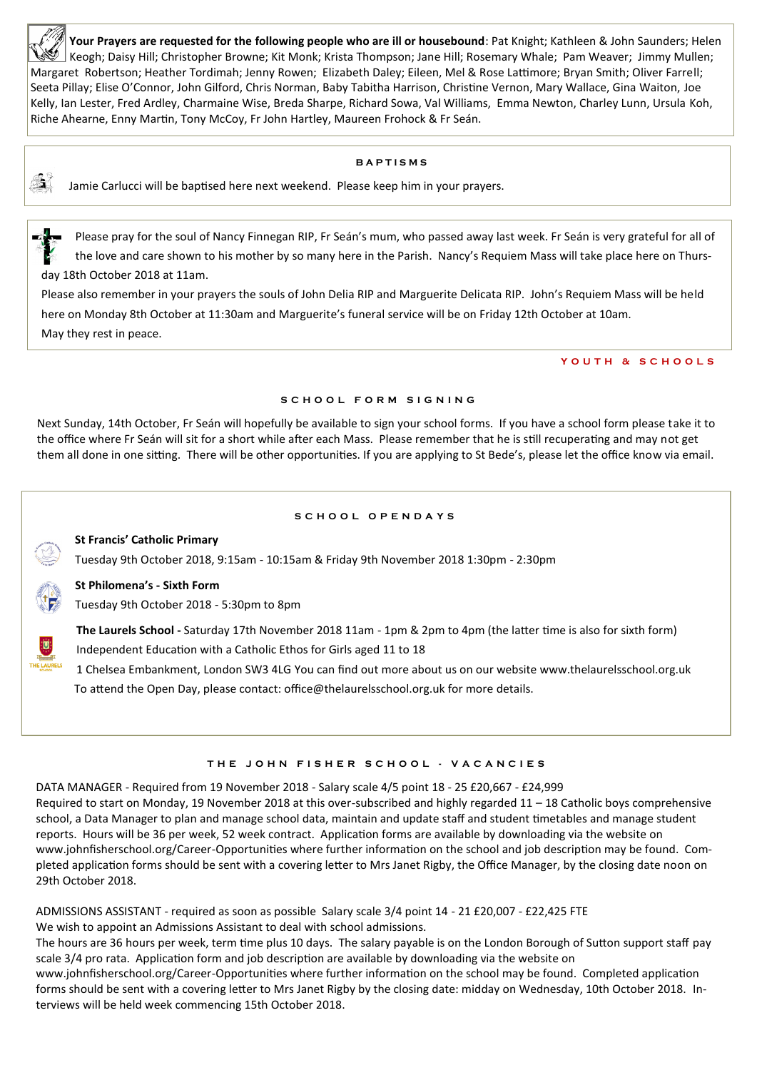**Your Prayers are requested for the following people who are ill or housebound**: Pat Knight; Kathleen & John Saunders; Helen Keogh; Daisy Hill; Christopher Browne; Kit Monk; Krista Thompson; Jane Hill; Rosemary Whale; Pam Weaver; Jimmy Mullen; Margaret Robertson; Heather Tordimah; Jenny Rowen; Elizabeth Daley; Eileen, Mel & Rose Lattimore; Bryan Smith; Oliver Farrell; Seeta Pillay; Elise O'Connor, John Gilford, Chris Norman, Baby Tabitha Harrison, Christine Vernon, Mary Wallace, Gina Waiton, Joe Kelly, Ian Lester, Fred Ardley, Charmaine Wise, Breda Sharpe, Richard Sowa, Val Williams, Emma Newton, Charley Lunn, Ursula Koh, Riche Ahearne, Enny Martin, Tony McCoy, Fr John Hartley, Maureen Frohock & Fr Seán.

## BAPTISMS

Jamie Carlucci will be baptised here next weekend. Please keep him in your prayers.

Please pray for the soul of Nancy Finnegan RIP, Fr Seán's mum, who passed away last week. Fr Seán is very grateful for all of the love and care shown to his mother by so many here in the Parish. Nancy's Requiem Mass will take place here on Thursday 18th October 2018 at 11am.

Please also remember in your prayers the souls of John Delia RIP and Marguerite Delicata RIP. John's Requiem Mass will be held here on Monday 8th October at 11:30am and Marguerite's funeral service will be on Friday 12th October at 10am.

May they rest in peace.

# YOUTH & SCHOOLS

## SCHOOL FORM SIGNING

Next Sunday, 14th October, Fr Seán will hopefully be available to sign your school forms. If you have a school form please take it to the office where Fr Seán will sit for a short while after each Mass. Please remember that he is still recuperating and may not get them all done in one sitting. There will be other opportunities. If you are applying to St Bede's, please let the office know via email.

## SCHOOL OPENDAYS

**St Francis' Catholic Primary**

Tuesday 9th October 2018, 9:15am - 10:15am & Friday 9th November 2018 1:30pm - 2:30pm

**St Philomena's - Sixth Form**

Tuesday 9th October 2018 - 5:30pm to 8pm

**The Laurels School -** Saturday 17th November 2018 11am - 1pm & 2pm to 4pm (the latter time is also for sixth form)

Independent Education with a Catholic Ethos for Girls aged 11 to 18

1 Chelsea Embankment, London SW3 4LG You can find out more about us on our website www.thelaurelsschool.org.uk

To attend the Open Day, please contact: office@thelaurelsschool.org.uk for more details.

## THE JOHN FISHER SCHOOL - VACANCIES

DATA MANAGER - Required from 19 November 2018 - Salary scale 4/5 point 18 - 25 £20,667 - £24,999

Required to start on Monday, 19 November 2018 at this over-subscribed and highly regarded 11 – 18 Catholic boys comprehensive school, a Data Manager to plan and manage school data, maintain and update staff and student timetables and manage student reports. Hours will be 36 per week, 52 week contract. Application forms are available by downloading via the website on www.johnfisherschool.org/Career-Opportunities where further information on the school and job description may be found. Completed application forms should be sent with a covering letter to Mrs Janet Rigby, the Office Manager, by the closing date noon on 29th October 2018.

ADMISSIONS ASSISTANT - required as soon as possible Salary scale 3/4 point 14 - 21 £20,007 - £22,425 FTE

We wish to appoint an Admissions Assistant to deal with school admissions.

The hours are 36 hours per week, term time plus 10 days. The salary payable is on the London Borough of Sutton support staff pay scale 3/4 pro rata. Application form and job description are available by downloading via the website on www.johnfisherschool.org/Career-Opportunities where further information on the school may be found. Completed application forms should be sent with a covering letter to Mrs Janet Rigby by the closing date: midday on Wednesday, 10th October 2018. Interviews will be held week commencing 15th October 2018.